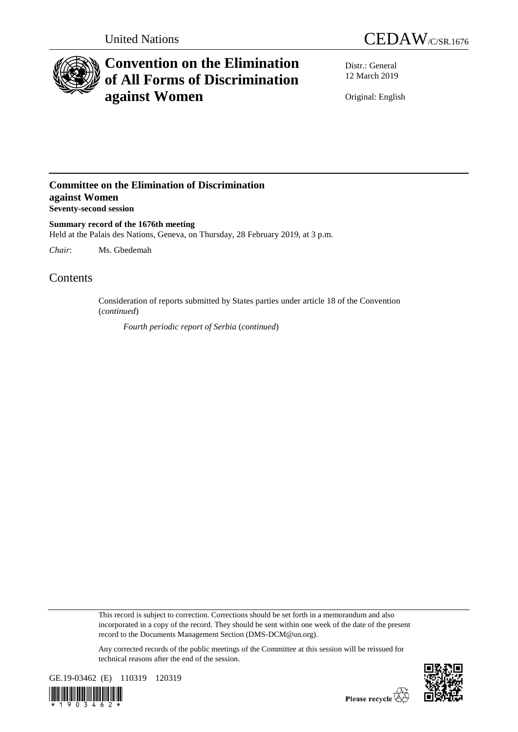United Nations CEDAW/C/SR.1676

# Convention on the Elimination of All Forms of Discrimination against Women

Distr.: General
12 March 2019

Original: English

## Committee on the Elimination of Discrimination against Women

**Seventy-second session**

**Summary record of the 1676th meeting**

Held at the Palais des Nations, Geneva, on Thursday, 28 February 2019, at 3 p.m.

*Chair*: Ms. Gbedemah

# Contents

Consideration of reports submitted by States parties under article 18 of the Convention (*continued*)

*Fourth periodic report of Serbia* (*continued*)

This record is subject to correction. Corrections should be set forth in a memorandum and also incorporated in a copy of the record. They should be sent within one week of the date of the present record to the Documents Management Section (DMS-DCM@un.org).

Any corrected records of the public meetings of the Committee at this session will be reissued for technical reasons after the end of the session.

GE.19-03462 (E) 110319 120319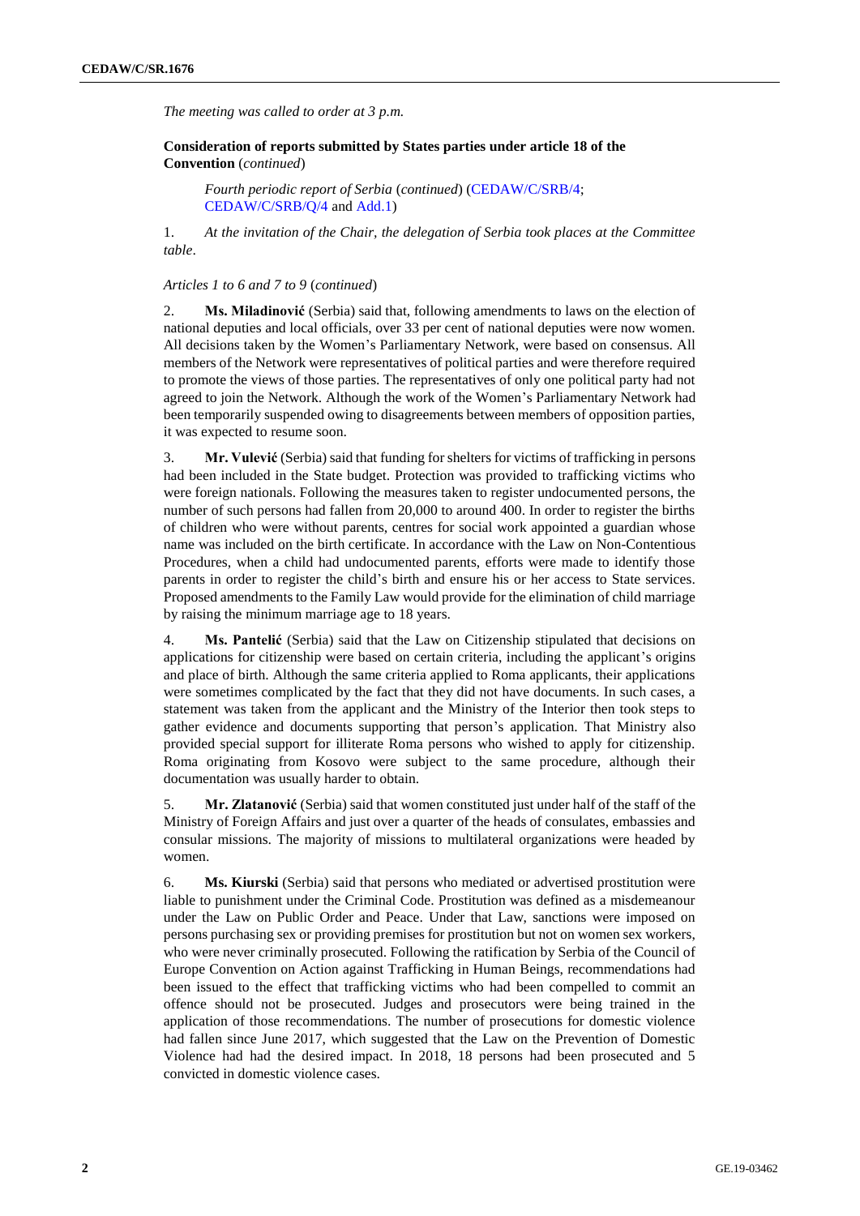*The meeting was called to order at 3 p.m.*

**Consideration of reports submitted by States parties under article 18 of the Convention** (*continued*)

*Fourth periodic report of Serbia* (*continued*) (CEDAW/C/SRB/4; CEDAW/C/SRB/Q/4 and Add.1)

1. *At the invitation of the Chair, the delegation of Serbia took places at the Committee table*.

*Articles 1 to 6 and 7 to 9* (*continued*)

2. **Ms. Miladinović** (Serbia) said that, following amendments to laws on the election of national deputies and local officials, over 33 per cent of national deputies were now women. All decisions taken by the Women's Parliamentary Network, were based on consensus. All members of the Network were representatives of political parties and were therefore required to promote the views of those parties. The representatives of only one political party had not agreed to join the Network. Although the work of the Women's Parliamentary Network had been temporarily suspended owing to disagreements between members of opposition parties, it was expected to resume soon.

3. **Mr. Vulević** (Serbia) said that funding for shelters for victims of trafficking in persons had been included in the State budget. Protection was provided to trafficking victims who were foreign nationals. Following the measures taken to register undocumented persons, the number of such persons had fallen from 20,000 to around 400. In order to register the births of children who were without parents, centres for social work appointed a guardian whose name was included on the birth certificate. In accordance with the Law on Non-Contentious Procedures, when a child had undocumented parents, efforts were made to identify those parents in order to register the child's birth and ensure his or her access to State services. Proposed amendments to the Family Law would provide for the elimination of child marriage by raising the minimum marriage age to 18 years.

4. **Ms. Pantelić** (Serbia) said that the Law on Citizenship stipulated that decisions on applications for citizenship were based on certain criteria, including the applicant's origins and place of birth. Although the same criteria applied to Roma applicants, their applications were sometimes complicated by the fact that they did not have documents. In such cases, a statement was taken from the applicant and the Ministry of the Interior then took steps to gather evidence and documents supporting that person's application. That Ministry also provided special support for illiterate Roma persons who wished to apply for citizenship. Roma originating from Kosovo were subject to the same procedure, although their documentation was usually harder to obtain.

5. **Mr. Zlatanović** (Serbia) said that women constituted just under half of the staff of the Ministry of Foreign Affairs and just over a quarter of the heads of consulates, embassies and consular missions. The majority of missions to multilateral organizations were headed by women.

6. **Ms. Kiurski** (Serbia) said that persons who mediated or advertised prostitution were liable to punishment under the Criminal Code. Prostitution was defined as a misdemeanour under the Law on Public Order and Peace. Under that Law, sanctions were imposed on persons purchasing sex or providing premises for prostitution but not on women sex workers, who were never criminally prosecuted. Following the ratification by Serbia of the Council of Europe Convention on Action against Trafficking in Human Beings, recommendations had been issued to the effect that trafficking victims who had been compelled to commit an offence should not be prosecuted. Judges and prosecutors were being trained in the application of those recommendations. The number of prosecutions for domestic violence had fallen since June 2017, which suggested that the Law on the Prevention of Domestic Violence had had the desired impact. In 2018, 18 persons had been prosecuted and 5 convicted in domestic violence cases.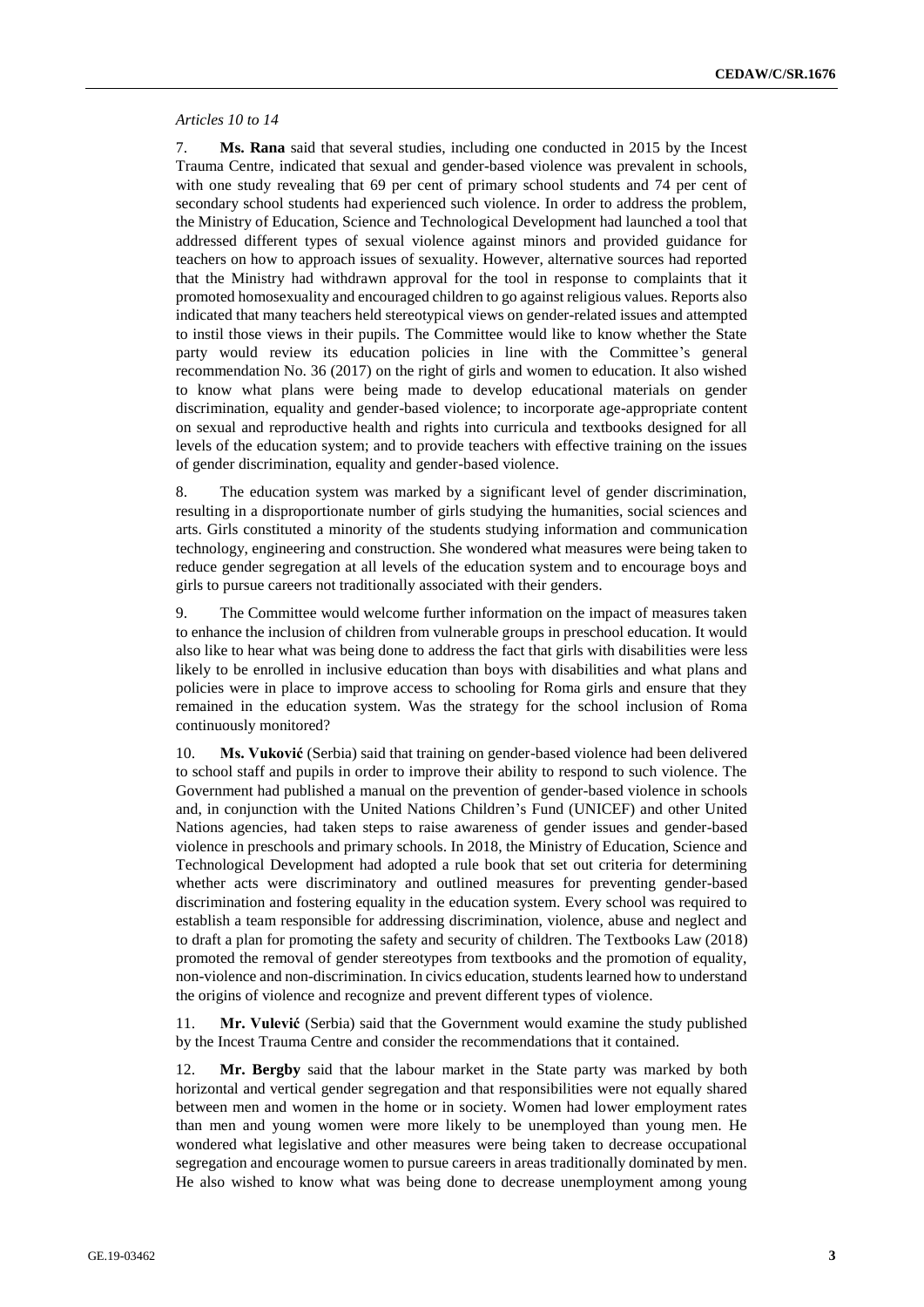*Articles 10 to 14*

7. **Ms. Rana** said that several studies, including one conducted in 2015 by the Incest Trauma Centre, indicated that sexual and gender-based violence was prevalent in schools, with one study revealing that 69 per cent of primary school students and 74 per cent of secondary school students had experienced such violence. In order to address the problem, the Ministry of Education, Science and Technological Development had launched a tool that addressed different types of sexual violence against minors and provided guidance for teachers on how to approach issues of sexuality. However, alternative sources had reported that the Ministry had withdrawn approval for the tool in response to complaints that it promoted homosexuality and encouraged children to go against religious values. Reports also indicated that many teachers held stereotypical views on gender-related issues and attempted to instil those views in their pupils. The Committee would like to know whether the State party would review its education policies in line with the Committee's general recommendation No. 36 (2017) on the right of girls and women to education. It also wished to know what plans were being made to develop educational materials on gender discrimination, equality and gender-based violence; to incorporate age-appropriate content on sexual and reproductive health and rights into curricula and textbooks designed for all levels of the education system; and to provide teachers with effective training on the issues of gender discrimination, equality and gender-based violence.

8. The education system was marked by a significant level of gender discrimination, resulting in a disproportionate number of girls studying the humanities, social sciences and arts. Girls constituted a minority of the students studying information and communication technology, engineering and construction. She wondered what measures were being taken to reduce gender segregation at all levels of the education system and to encourage boys and girls to pursue careers not traditionally associated with their genders.

9. The Committee would welcome further information on the impact of measures taken to enhance the inclusion of children from vulnerable groups in preschool education. It would also like to hear what was being done to address the fact that girls with disabilities were less likely to be enrolled in inclusive education than boys with disabilities and what plans and policies were in place to improve access to schooling for Roma girls and ensure that they remained in the education system. Was the strategy for the school inclusion of Roma continuously monitored?

10. **Ms. Vuković** (Serbia) said that training on gender-based violence had been delivered to school staff and pupils in order to improve their ability to respond to such violence. The Government had published a manual on the prevention of gender-based violence in schools and, in conjunction with the United Nations Children's Fund (UNICEF) and other United Nations agencies, had taken steps to raise awareness of gender issues and gender-based violence in preschools and primary schools. In 2018, the Ministry of Education, Science and Technological Development had adopted a rule book that set out criteria for determining whether acts were discriminatory and outlined measures for preventing gender-based discrimination and fostering equality in the education system. Every school was required to establish a team responsible for addressing discrimination, violence, abuse and neglect and to draft a plan for promoting the safety and security of children. The Textbooks Law (2018) promoted the removal of gender stereotypes from textbooks and the promotion of equality, non-violence and non-discrimination. In civics education, students learned how to understand the origins of violence and recognize and prevent different types of violence.

11. **Mr. Vulević** (Serbia) said that the Government would examine the study published by the Incest Trauma Centre and consider the recommendations that it contained.

12. **Mr. Bergby** said that the labour market in the State party was marked by both horizontal and vertical gender segregation and that responsibilities were not equally shared between men and women in the home or in society. Women had lower employment rates than men and young women were more likely to be unemployed than young men. He wondered what legislative and other measures were being taken to decrease occupational segregation and encourage women to pursue careers in areas traditionally dominated by men. He also wished to know what was being done to decrease unemployment among young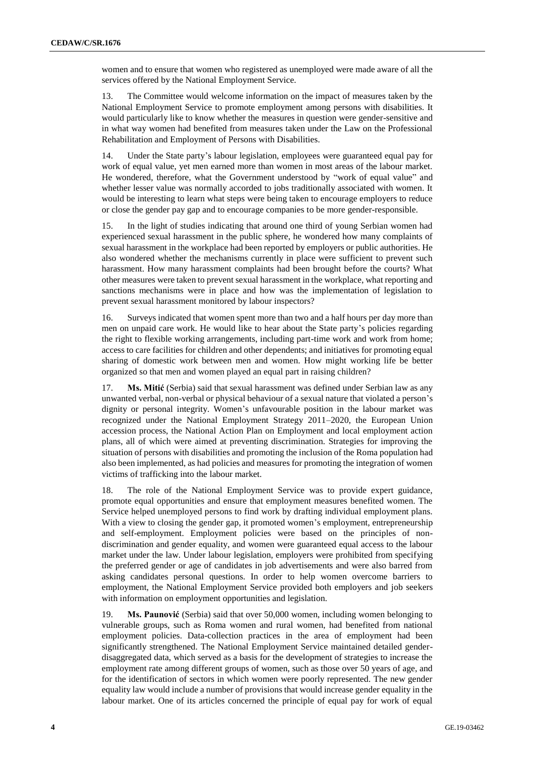women and to ensure that women who registered as unemployed were made aware of all the services offered by the National Employment Service.

13. The Committee would welcome information on the impact of measures taken by the National Employment Service to promote employment among persons with disabilities. It would particularly like to know whether the measures in question were gender-sensitive and in what way women had benefited from measures taken under the Law on the Professional Rehabilitation and Employment of Persons with Disabilities.

14. Under the State party's labour legislation, employees were guaranteed equal pay for work of equal value, yet men earned more than women in most areas of the labour market. He wondered, therefore, what the Government understood by "work of equal value" and whether lesser value was normally accorded to jobs traditionally associated with women. It would be interesting to learn what steps were being taken to encourage employers to reduce or close the gender pay gap and to encourage companies to be more gender-responsible.

15. In the light of studies indicating that around one third of young Serbian women had experienced sexual harassment in the public sphere, he wondered how many complaints of sexual harassment in the workplace had been reported by employers or public authorities. He also wondered whether the mechanisms currently in place were sufficient to prevent such harassment. How many harassment complaints had been brought before the courts? What other measures were taken to prevent sexual harassment in the workplace, what reporting and sanctions mechanisms were in place and how was the implementation of legislation to prevent sexual harassment monitored by labour inspectors?

16. Surveys indicated that women spent more than two and a half hours per day more than men on unpaid care work. He would like to hear about the State party's policies regarding the right to flexible working arrangements, including part-time work and work from home; access to care facilities for children and other dependents; and initiatives for promoting equal sharing of domestic work between men and women. How might working life be better organized so that men and women played an equal part in raising children?

17. **Ms. Mitić** (Serbia) said that sexual harassment was defined under Serbian law as any unwanted verbal, non-verbal or physical behaviour of a sexual nature that violated a person's dignity or personal integrity. Women's unfavourable position in the labour market was recognized under the National Employment Strategy 2011–2020, the European Union accession process, the National Action Plan on Employment and local employment action plans, all of which were aimed at preventing discrimination. Strategies for improving the situation of persons with disabilities and promoting the inclusion of the Roma population had also been implemented, as had policies and measures for promoting the integration of women victims of trafficking into the labour market.

18. The role of the National Employment Service was to provide expert guidance, promote equal opportunities and ensure that employment measures benefited women. The Service helped unemployed persons to find work by drafting individual employment plans. With a view to closing the gender gap, it promoted women's employment, entrepreneurship and self-employment. Employment policies were based on the principles of non-discrimination and gender equality, and women were guaranteed equal access to the labour market under the law. Under labour legislation, employers were prohibited from specifying the preferred gender or age of candidates in job advertisements and were also barred from asking candidates personal questions. In order to help women overcome barriers to employment, the National Employment Service provided both employers and job seekers with information on employment opportunities and legislation.

19. **Ms. Paunović** (Serbia) said that over 50,000 women, including women belonging to vulnerable groups, such as Roma women and rural women, had benefited from national employment policies. Data-collection practices in the area of employment had been significantly strengthened. The National Employment Service maintained detailed gender-disaggregated data, which served as a basis for the development of strategies to increase the employment rate among different groups of women, such as those over 50 years of age, and for the identification of sectors in which women were poorly represented. The new gender equality law would include a number of provisions that would increase gender equality in the labour market. One of its articles concerned the principle of equal pay for work of equal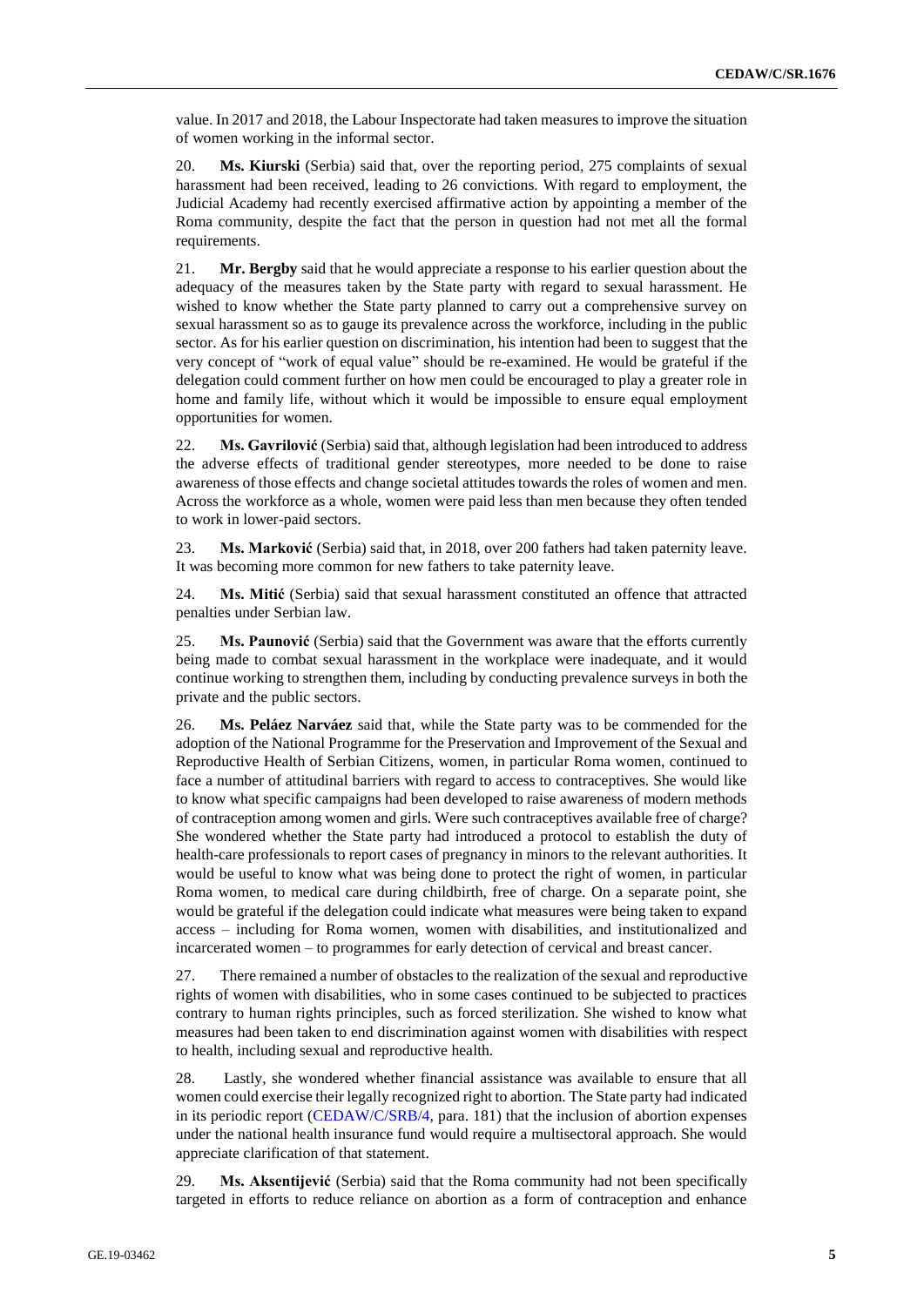value. In 2017 and 2018, the Labour Inspectorate had taken measures to improve the situation of women working in the informal sector.

20. **Ms. Kiurski** (Serbia) said that, over the reporting period, 275 complaints of sexual harassment had been received, leading to 26 convictions. With regard to employment, the Judicial Academy had recently exercised affirmative action by appointing a member of the Roma community, despite the fact that the person in question had not met all the formal requirements.

21. **Mr. Bergby** said that he would appreciate a response to his earlier question about the adequacy of the measures taken by the State party with regard to sexual harassment. He wished to know whether the State party planned to carry out a comprehensive survey on sexual harassment so as to gauge its prevalence across the workforce, including in the public sector. As for his earlier question on discrimination, his intention had been to suggest that the very concept of "work of equal value" should be re-examined. He would be grateful if the delegation could comment further on how men could be encouraged to play a greater role in home and family life, without which it would be impossible to ensure equal employment opportunities for women.

22. **Ms. Gavrilović** (Serbia) said that, although legislation had been introduced to address the adverse effects of traditional gender stereotypes, more needed to be done to raise awareness of those effects and change societal attitudes towards the roles of women and men. Across the workforce as a whole, women were paid less than men because they often tended to work in lower-paid sectors.

23. **Ms. Marković** (Serbia) said that, in 2018, over 200 fathers had taken paternity leave. It was becoming more common for new fathers to take paternity leave.

24. **Ms. Mitić** (Serbia) said that sexual harassment constituted an offence that attracted penalties under Serbian law.

25. **Ms. Paunović** (Serbia) said that the Government was aware that the efforts currently being made to combat sexual harassment in the workplace were inadequate, and it would continue working to strengthen them, including by conducting prevalence surveys in both the private and the public sectors.

26. **Ms. Peláez Narváez** said that, while the State party was to be commended for the adoption of the National Programme for the Preservation and Improvement of the Sexual and Reproductive Health of Serbian Citizens, women, in particular Roma women, continued to face a number of attitudinal barriers with regard to access to contraceptives. She would like to know what specific campaigns had been developed to raise awareness of modern methods of contraception among women and girls. Were such contraceptives available free of charge? She wondered whether the State party had introduced a protocol to establish the duty of health-care professionals to report cases of pregnancy in minors to the relevant authorities. It would be useful to know what was being done to protect the right of women, in particular Roma women, to medical care during childbirth, free of charge. On a separate point, she would be grateful if the delegation could indicate what measures were being taken to expand access – including for Roma women, women with disabilities, and institutionalized and incarcerated women – to programmes for early detection of cervical and breast cancer.

27. There remained a number of obstacles to the realization of the sexual and reproductive rights of women with disabilities, who in some cases continued to be subjected to practices contrary to human rights principles, such as forced sterilization. She wished to know what measures had been taken to end discrimination against women with disabilities with respect to health, including sexual and reproductive health.

28. Lastly, she wondered whether financial assistance was available to ensure that all women could exercise their legally recognized right to abortion. The State party had indicated in its periodic report (CEDAW/C/SRB/4, para. 181) that the inclusion of abortion expenses under the national health insurance fund would require a multisectoral approach. She would appreciate clarification of that statement.

29. **Ms. Aksentijević** (Serbia) said that the Roma community had not been specifically targeted in efforts to reduce reliance on abortion as a form of contraception and enhance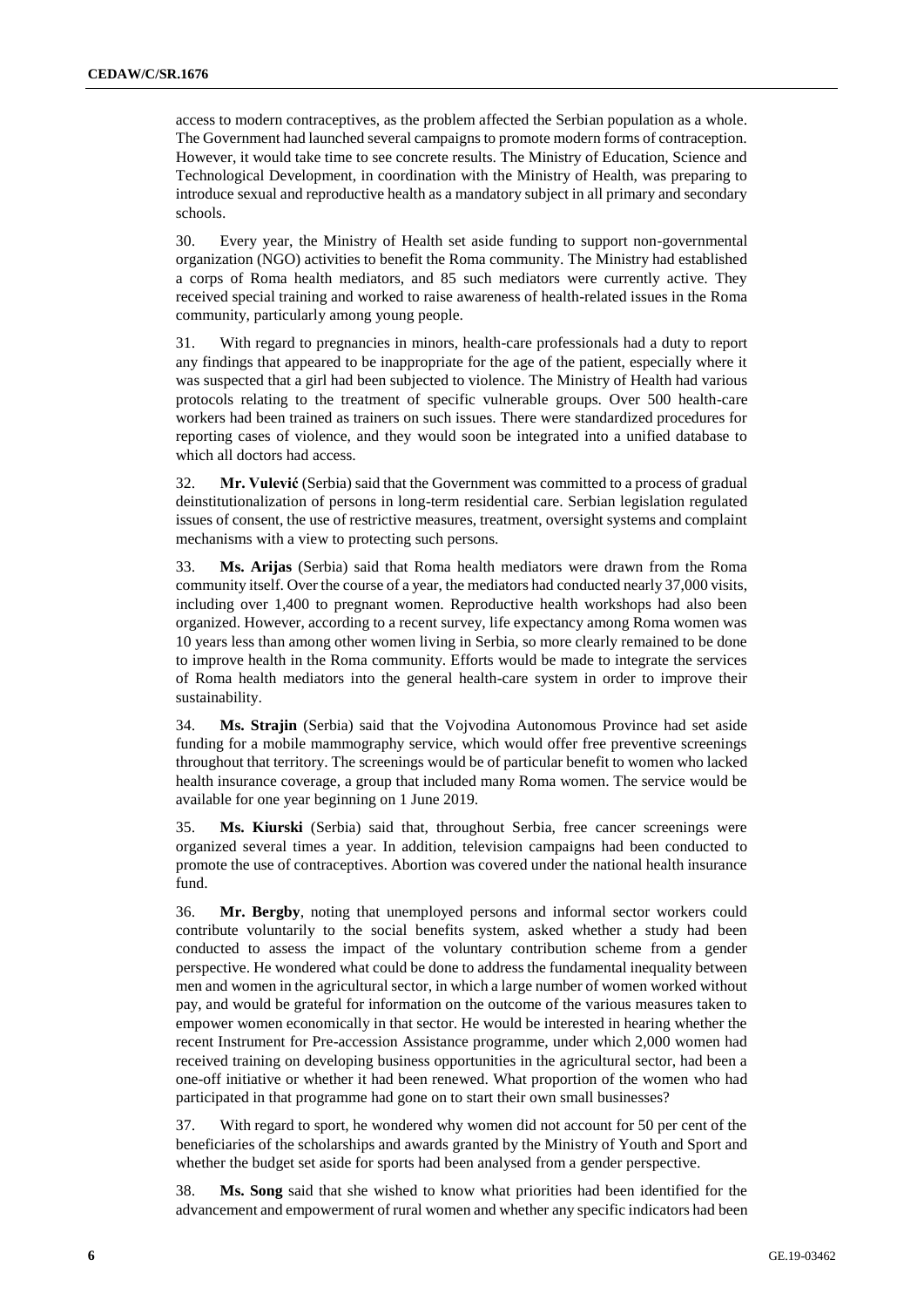access to modern contraceptives, as the problem affected the Serbian population as a whole. The Government had launched several campaigns to promote modern forms of contraception. However, it would take time to see concrete results. The Ministry of Education, Science and Technological Development, in coordination with the Ministry of Health, was preparing to introduce sexual and reproductive health as a mandatory subject in all primary and secondary schools.

30. Every year, the Ministry of Health set aside funding to support non-governmental organization (NGO) activities to benefit the Roma community. The Ministry had established a corps of Roma health mediators, and 85 such mediators were currently active. They received special training and worked to raise awareness of health-related issues in the Roma community, particularly among young people.

31. With regard to pregnancies in minors, health-care professionals had a duty to report any findings that appeared to be inappropriate for the age of the patient, especially where it was suspected that a girl had been subjected to violence. The Ministry of Health had various protocols relating to the treatment of specific vulnerable groups. Over 500 health-care workers had been trained as trainers on such issues. There were standardized procedures for reporting cases of violence, and they would soon be integrated into a unified database to which all doctors had access.

32. **Mr. Vulević** (Serbia) said that the Government was committed to a process of gradual deinstitutionalization of persons in long-term residential care. Serbian legislation regulated issues of consent, the use of restrictive measures, treatment, oversight systems and complaint mechanisms with a view to protecting such persons.

33. **Ms. Arijas** (Serbia) said that Roma health mediators were drawn from the Roma community itself. Over the course of a year, the mediators had conducted nearly 37,000 visits, including over 1,400 to pregnant women. Reproductive health workshops had also been organized. However, according to a recent survey, life expectancy among Roma women was 10 years less than among other women living in Serbia, so more clearly remained to be done to improve health in the Roma community. Efforts would be made to integrate the services of Roma health mediators into the general health-care system in order to improve their sustainability.

34. **Ms. Strajin** (Serbia) said that the Vojvodina Autonomous Province had set aside funding for a mobile mammography service, which would offer free preventive screenings throughout that territory. The screenings would be of particular benefit to women who lacked health insurance coverage, a group that included many Roma women. The service would be available for one year beginning on 1 June 2019.

35. **Ms. Kiurski** (Serbia) said that, throughout Serbia, free cancer screenings were organized several times a year. In addition, television campaigns had been conducted to promote the use of contraceptives. Abortion was covered under the national health insurance fund.

36. **Mr. Bergby**, noting that unemployed persons and informal sector workers could contribute voluntarily to the social benefits system, asked whether a study had been conducted to assess the impact of the voluntary contribution scheme from a gender perspective. He wondered what could be done to address the fundamental inequality between men and women in the agricultural sector, in which a large number of women worked without pay, and would be grateful for information on the outcome of the various measures taken to empower women economically in that sector. He would be interested in hearing whether the recent Instrument for Pre-accession Assistance programme, under which 2,000 women had received training on developing business opportunities in the agricultural sector, had been a one-off initiative or whether it had been renewed. What proportion of the women who had participated in that programme had gone on to start their own small businesses?

37. With regard to sport, he wondered why women did not account for 50 per cent of the beneficiaries of the scholarships and awards granted by the Ministry of Youth and Sport and whether the budget set aside for sports had been analysed from a gender perspective.

38. **Ms. Song** said that she wished to know what priorities had been identified for the advancement and empowerment of rural women and whether any specific indicators had been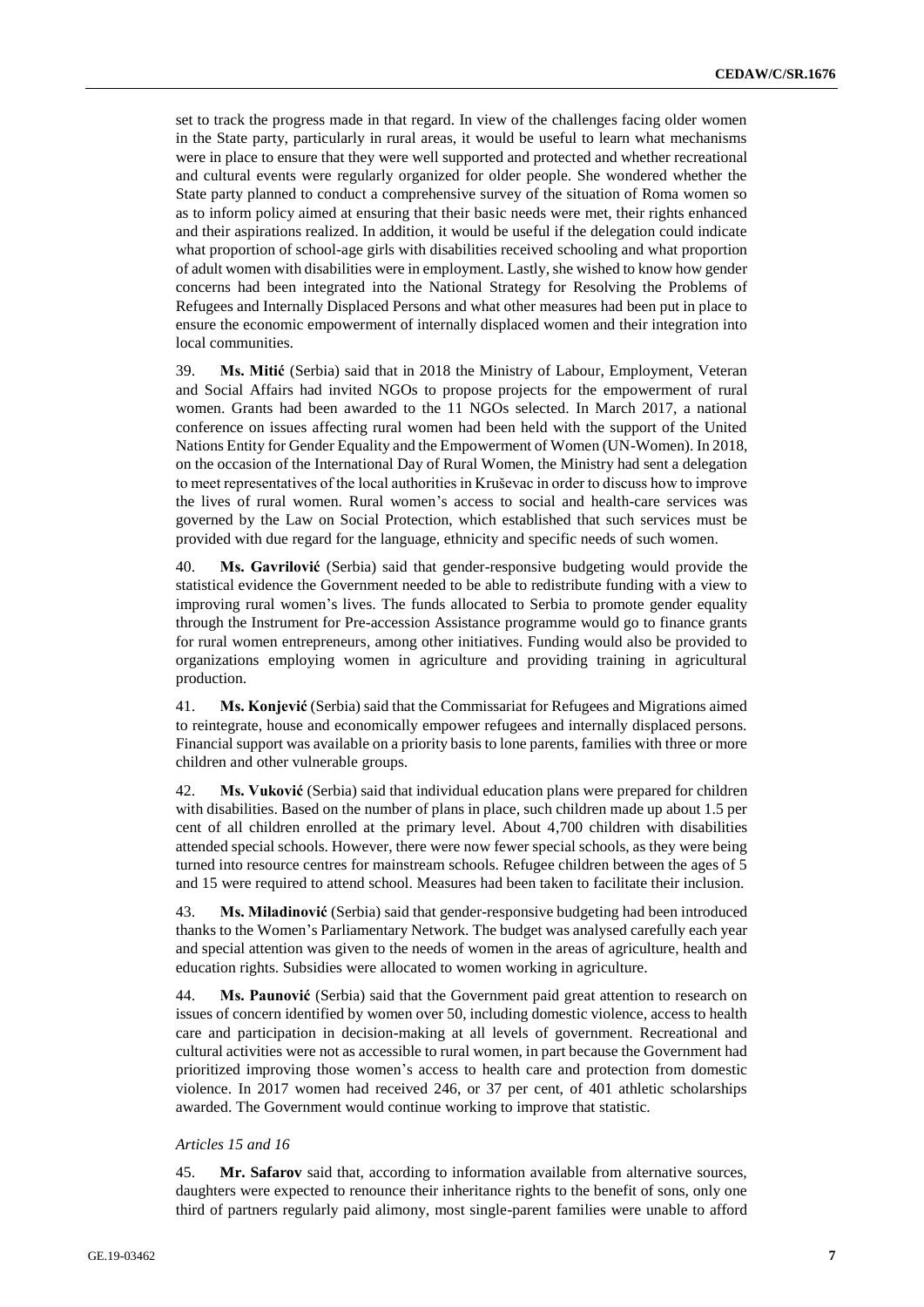set to track the progress made in that regard. In view of the challenges facing older women in the State party, particularly in rural areas, it would be useful to learn what mechanisms were in place to ensure that they were well supported and protected and whether recreational and cultural events were regularly organized for older people. She wondered whether the State party planned to conduct a comprehensive survey of the situation of Roma women so as to inform policy aimed at ensuring that their basic needs were met, their rights enhanced and their aspirations realized. In addition, it would be useful if the delegation could indicate what proportion of school-age girls with disabilities received schooling and what proportion of adult women with disabilities were in employment. Lastly, she wished to know how gender concerns had been integrated into the National Strategy for Resolving the Problems of Refugees and Internally Displaced Persons and what other measures had been put in place to ensure the economic empowerment of internally displaced women and their integration into local communities.

39. **Ms. Mitić** (Serbia) said that in 2018 the Ministry of Labour, Employment, Veteran and Social Affairs had invited NGOs to propose projects for the empowerment of rural women. Grants had been awarded to the 11 NGOs selected. In March 2017, a national conference on issues affecting rural women had been held with the support of the United Nations Entity for Gender Equality and the Empowerment of Women (UN-Women). In 2018, on the occasion of the International Day of Rural Women, the Ministry had sent a delegation to meet representatives of the local authorities in Kruševac in order to discuss how to improve the lives of rural women. Rural women's access to social and health-care services was governed by the Law on Social Protection, which established that such services must be provided with due regard for the language, ethnicity and specific needs of such women.

40. **Ms. Gavrilović** (Serbia) said that gender-responsive budgeting would provide the statistical evidence the Government needed to be able to redistribute funding with a view to improving rural women's lives. The funds allocated to Serbia to promote gender equality through the Instrument for Pre-accession Assistance programme would go to finance grants for rural women entrepreneurs, among other initiatives. Funding would also be provided to organizations employing women in agriculture and providing training in agricultural production.

41. **Ms. Konjević** (Serbia) said that the Commissariat for Refugees and Migrations aimed to reintegrate, house and economically empower refugees and internally displaced persons. Financial support was available on a priority basis to lone parents, families with three or more children and other vulnerable groups.

42. **Ms. Vuković** (Serbia) said that individual education plans were prepared for children with disabilities. Based on the number of plans in place, such children made up about 1.5 per cent of all children enrolled at the primary level. About 4,700 children with disabilities attended special schools. However, there were now fewer special schools, as they were being turned into resource centres for mainstream schools. Refugee children between the ages of 5 and 15 were required to attend school. Measures had been taken to facilitate their inclusion.

43. **Ms. Miladinović** (Serbia) said that gender-responsive budgeting had been introduced thanks to the Women's Parliamentary Network. The budget was analysed carefully each year and special attention was given to the needs of women in the areas of agriculture, health and education rights. Subsidies were allocated to women working in agriculture.

44. **Ms. Paunović** (Serbia) said that the Government paid great attention to research on issues of concern identified by women over 50, including domestic violence, access to health care and participation in decision-making at all levels of government. Recreational and cultural activities were not as accessible to rural women, in part because the Government had prioritized improving those women's access to health care and protection from domestic violence. In 2017 women had received 246, or 37 per cent, of 401 athletic scholarships awarded. The Government would continue working to improve that statistic.

*Articles 15 and 16*

45. **Mr. Safarov** said that, according to information available from alternative sources, daughters were expected to renounce their inheritance rights to the benefit of sons, only one third of partners regularly paid alimony, most single-parent families were unable to afford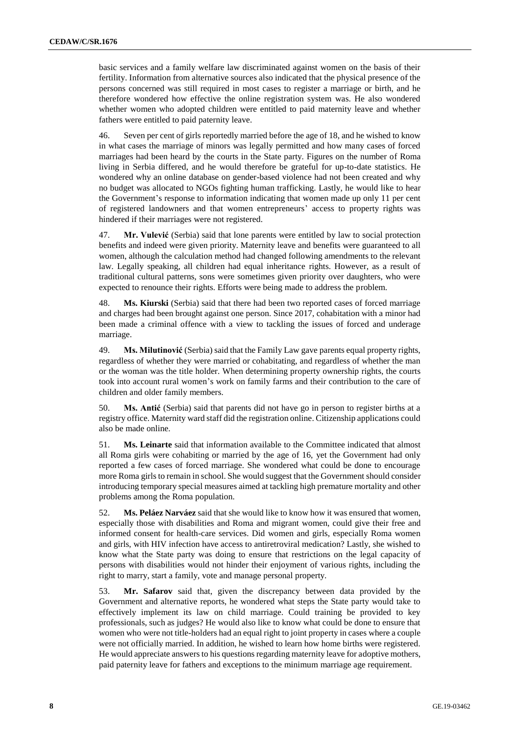basic services and a family welfare law discriminated against women on the basis of their fertility. Information from alternative sources also indicated that the physical presence of the persons concerned was still required in most cases to register a marriage or birth, and he therefore wondered how effective the online registration system was. He also wondered whether women who adopted children were entitled to paid maternity leave and whether fathers were entitled to paid paternity leave.

46. Seven per cent of girls reportedly married before the age of 18, and he wished to know in what cases the marriage of minors was legally permitted and how many cases of forced marriages had been heard by the courts in the State party. Figures on the number of Roma living in Serbia differed, and he would therefore be grateful for up-to-date statistics. He wondered why an online database on gender-based violence had not been created and why no budget was allocated to NGOs fighting human trafficking. Lastly, he would like to hear the Government's response to information indicating that women made up only 11 per cent of registered landowners and that women entrepreneurs' access to property rights was hindered if their marriages were not registered.

47. **Mr. Vulević** (Serbia) said that lone parents were entitled by law to social protection benefits and indeed were given priority. Maternity leave and benefits were guaranteed to all women, although the calculation method had changed following amendments to the relevant law. Legally speaking, all children had equal inheritance rights. However, as a result of traditional cultural patterns, sons were sometimes given priority over daughters, who were expected to renounce their rights. Efforts were being made to address the problem.

48. **Ms. Kiurski** (Serbia) said that there had been two reported cases of forced marriage and charges had been brought against one person. Since 2017, cohabitation with a minor had been made a criminal offence with a view to tackling the issues of forced and underage marriage.

49. **Ms. Milutinović** (Serbia) said that the Family Law gave parents equal property rights, regardless of whether they were married or cohabitating, and regardless of whether the man or the woman was the title holder. When determining property ownership rights, the courts took into account rural women's work on family farms and their contribution to the care of children and older family members.

50. **Ms. Antić** (Serbia) said that parents did not have go in person to register births at a registry office. Maternity ward staff did the registration online. Citizenship applications could also be made online.

51. **Ms. Leinarte** said that information available to the Committee indicated that almost all Roma girls were cohabiting or married by the age of 16, yet the Government had only reported a few cases of forced marriage. She wondered what could be done to encourage more Roma girls to remain in school. She would suggest that the Government should consider introducing temporary special measures aimed at tackling high premature mortality and other problems among the Roma population.

52. **Ms. Peláez Narváez** said that she would like to know how it was ensured that women, especially those with disabilities and Roma and migrant women, could give their free and informed consent for health-care services. Did women and girls, especially Roma women and girls, with HIV infection have access to antiretroviral medication? Lastly, she wished to know what the State party was doing to ensure that restrictions on the legal capacity of persons with disabilities would not hinder their enjoyment of various rights, including the right to marry, start a family, vote and manage personal property.

53. **Mr. Safarov** said that, given the discrepancy between data provided by the Government and alternative reports, he wondered what steps the State party would take to effectively implement its law on child marriage. Could training be provided to key professionals, such as judges? He would also like to know what could be done to ensure that women who were not title-holders had an equal right to joint property in cases where a couple were not officially married. In addition, he wished to learn how home births were registered. He would appreciate answers to his questions regarding maternity leave for adoptive mothers, paid paternity leave for fathers and exceptions to the minimum marriage age requirement.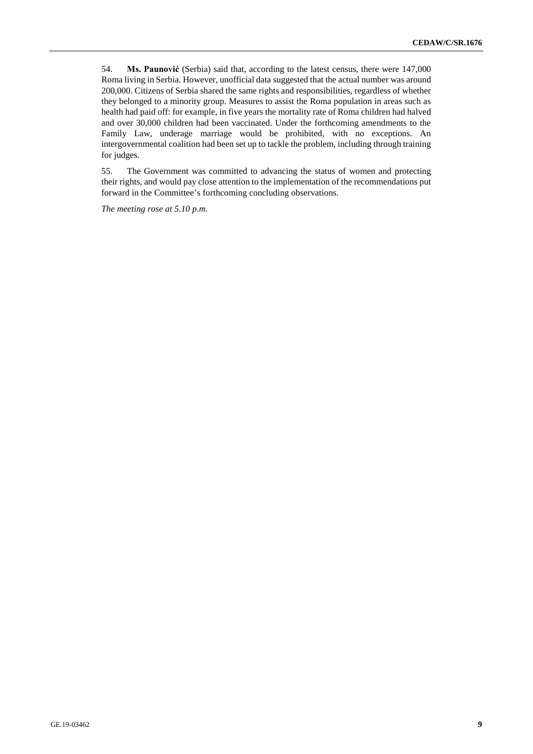54. **Ms. Paunović** (Serbia) said that, according to the latest census, there were 147,000 Roma living in Serbia. However, unofficial data suggested that the actual number was around 200,000. Citizens of Serbia shared the same rights and responsibilities, regardless of whether they belonged to a minority group. Measures to assist the Roma population in areas such as health had paid off: for example, in five years the mortality rate of Roma children had halved and over 30,000 children had been vaccinated. Under the forthcoming amendments to the Family Law, underage marriage would be prohibited, with no exceptions. An intergovernmental coalition had been set up to tackle the problem, including through training for judges.

55. The Government was committed to advancing the status of women and protecting their rights, and would pay close attention to the implementation of the recommendations put forward in the Committee's forthcoming concluding observations.

*The meeting rose at 5.10 p.m.*